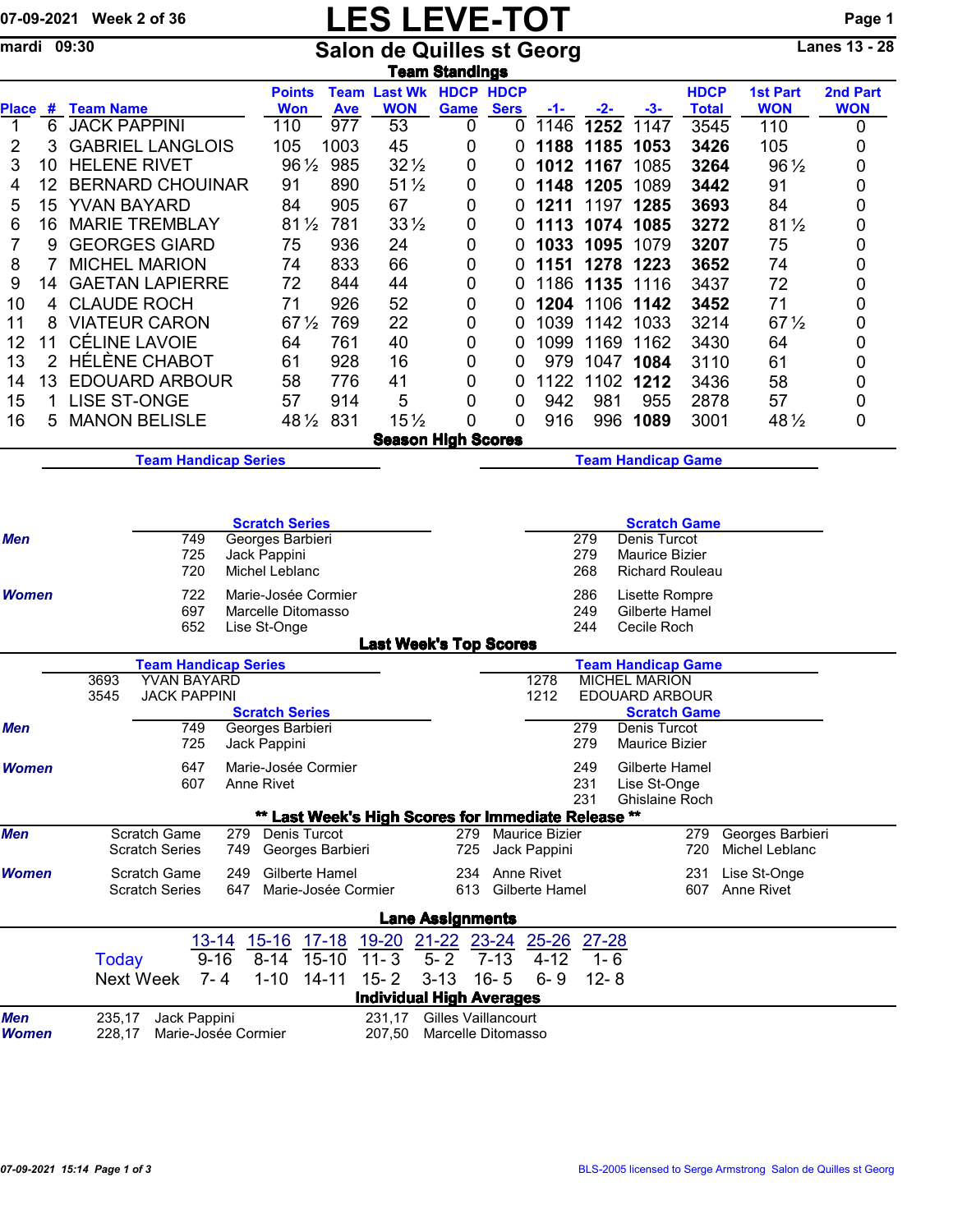07-09-2021 Week 2 of 36

# LES LEVE-TOT

mardi 09:30

## Salon de Quilles st Georg

Lanes 13 - 28

### Team Standings

| Place | # | Team Name | Points Won | Team Ave | Last Wk WON | HDCP Game | HDCP Sers | -1- | -2- | -3- | HDCP Total | 1st Part WON | 2nd Part WON |
|---|---|---|---|---|---|---|---|---|---|---|---|---|---|
| 1 | 6 | JACK PAPPINI | 110 | 977 | 53 | 0 | 0 | 1146 | **1252** | 1147 | 3545 | 110 | 0 |
| 2 | 3 | GABRIEL LANGLOIS | 105 | 1003 | 45 | 0 | 0 | **1188** | **1185** | **1053** | **3426** | 105 | 0 |
| 3 | 10 | HELENE RIVET | 96½ | 985 | 32½ | 0 | 0 | **1012** | **1167** | 1085 | **3264** | 96½ | 0 |
| 4 | 12 | BERNARD CHOUINAR | 91 | 890 | 51½ | 0 | 0 | **1148** | **1205** | 1089 | **3442** | 91 | 0 |
| 5 | 15 | YVAN BAYARD | 84 | 905 | 67 | 0 | 0 | **1211** | 1197 | **1285** | **3693** | 84 | 0 |
| 6 | 16 | MARIE TREMBLAY | 81½ | 781 | 33½ | 0 | 0 | **1113** | **1074** | **1085** | **3272** | 81½ | 0 |
| 7 | 9 | GEORGES GIARD | 75 | 936 | 24 | 0 | 0 | **1033** | **1095** | 1079 | **3207** | 75 | 0 |
| 8 | 7 | MICHEL MARION | 74 | 833 | 66 | 0 | 0 | **1151** | **1278** | **1223** | **3652** | 74 | 0 |
| 9 | 14 | GAETAN LAPIERRE | 72 | 844 | 44 | 0 | 0 | 1186 | **1135** | 1116 | 3437 | 72 | 0 |
| 10 | 4 | CLAUDE ROCH | 71 | 926 | 52 | 0 | 0 | **1204** | 1106 | **1142** | **3452** | 71 | 0 |
| 11 | 8 | VIATEUR CARON | 67½ | 769 | 22 | 0 | 0 | 1039 | 1142 | 1033 | 3214 | 67½ | 0 |
| 12 | 11 | CÉLINE LAVOIE | 64 | 761 | 40 | 0 | 0 | 1099 | 1169 | 1162 | 3430 | 64 | 0 |
| 13 | 2 | HÉLÈNE CHABOT | 61 | 928 | 16 | 0 | 0 | 979 | 1047 | **1084** | 3110 | 61 | 0 |
| 14 | 13 | EDOUARD ARBOUR | 58 | 776 | 41 | 0 | 0 | 1122 | 1102 | **1212** | 3436 | 58 | 0 |
| 15 | 1 | LISE ST-ONGE | 57 | 914 | 5 | 0 | 0 | 942 | 981 | 955 | 2878 | 57 | 0 |
| 16 | 5 | MANON BELISLE | 48½ | 831 | 15½ | 0 | 0 | 916 | 996 | **1089** | 3001 | 48½ | 0 |

### Season High Scores

**Team Handicap Series** | **Team Handicap Game**

| | Scratch Series | | Scratch Game | |
|---|---|---|---|---|
| **Men** | 749 | Georges Barbieri | 279 | Denis Turcot |
| | 725 | Jack Pappini | 279 | Maurice Bizier |
| | 720 | Michel Leblanc | 268 | Richard Rouleau |
| **Women** | 722 | Marie-Josée Cormier | 286 | Lisette Rompre |
| | 697 | Marcelle Ditomasso | 249 | Gilberte Hamel |
| | 652 | Lise St-Onge | 244 | Cecile Roch |

### Last Week's Top Scores

| Team Handicap Series | | Team Handicap Game | |
|---|---|---|---|
| 3693 | YVAN BAYARD | 1278 | MICHEL MARION |
| 3545 | JACK PAPPINI | 1212 | EDOUARD ARBOUR |

| | Scratch Series | | Scratch Game | |
|---|---|---|---|---|
| **Men** | 749 | Georges Barbieri | 279 | Denis Turcot |
| | 725 | Jack Pappini | 279 | Maurice Bizier |
| **Women** | 647 | Marie-Josée Cormier | 249 | Gilberte Hamel |
| | 607 | Anne Rivet | 231 | Lise St-Onge |
| | | | 231 | Ghislaine Roch |

### ** Last Week's High Scores for Immediate Release **

| | | | | | | | |
|---|---|---|---|---|---|---|---|
| **Men** | Scratch Game | 279 | Denis Turcot | 279 | Maurice Bizier | 279 | Georges Barbieri |
| | Scratch Series | 749 | Georges Barbieri | 725 | Jack Pappini | 720 | Michel Leblanc |
| **Women** | Scratch Game | 249 | Gilberte Hamel | 234 | Anne Rivet | 231 | Lise St-Onge |
| | Scratch Series | 647 | Marie-Josée Cormier | 613 | Gilberte Hamel | 607 | Anne Rivet |

### Lane Assignments

| | 13-14 | 15-16 | 17-18 | 19-20 | 21-22 | 23-24 | 25-26 | 27-28 |
|---|---|---|---|---|---|---|---|---|
| Today | 9-16 | 8-14 | 15-10 | 11- 3 | 5- 2 | 7-13 | 4-12 | 1- 6 |
| Next Week | 7- 4 | 1-10 | 14-11 | 15- 2 | 3-13 | 16- 5 | 6- 9 | 12- 8 |

### Individual High Averages

| | | | | |
|---|---|---|---|---|
| **Men** | 235,17 | Jack Pappini | 231,17 | Gilles Vaillancourt |
| **Women** | 228,17 | Marie-Josée Cormier | 207,50 | Marcelle Ditomasso |

07-09-2021 15:14 Page 1 of 3

BLS-2005 licensed to Serge Armstrong Salon de Quilles st Georg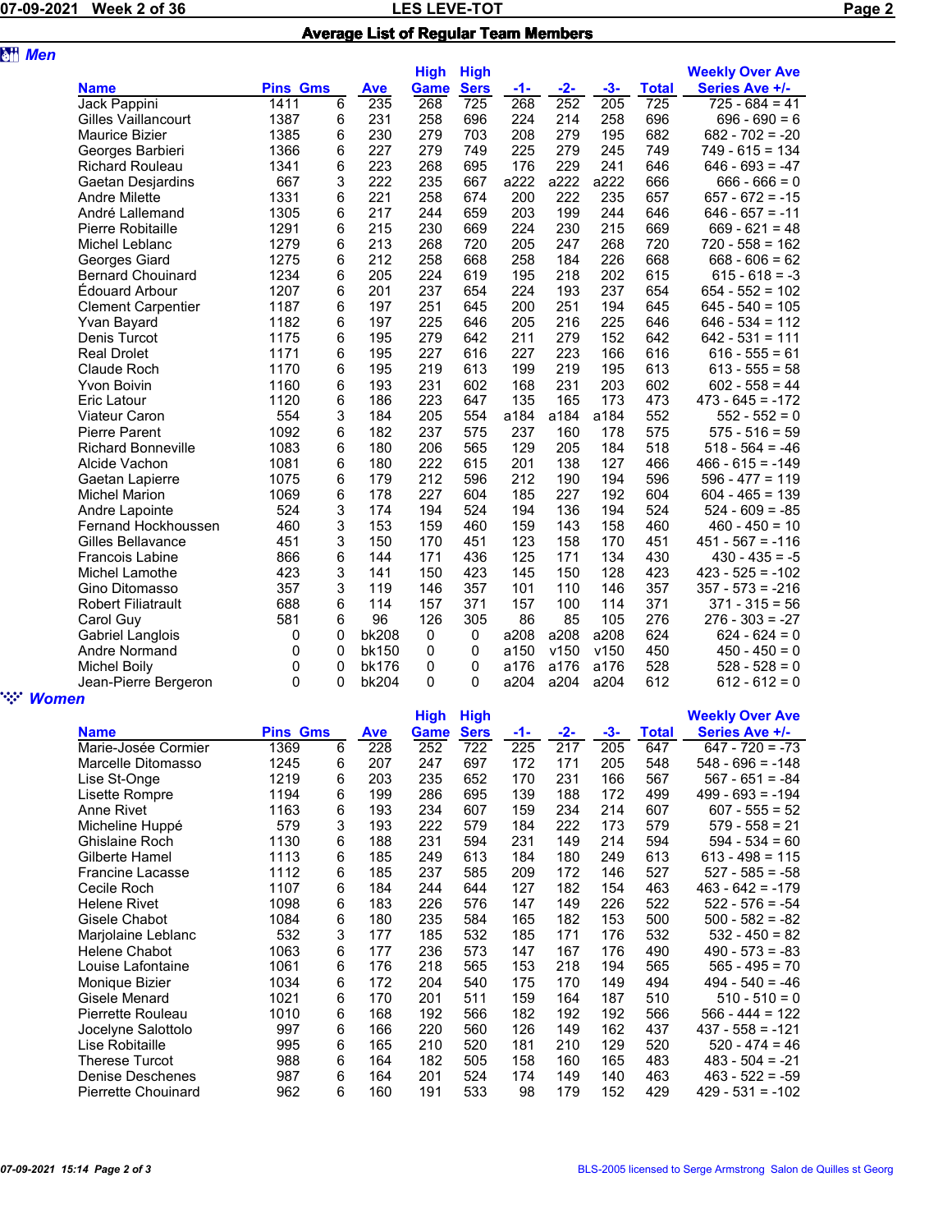## Average List of Regular Team Members

### Men

| Name | Pins | Gms | Ave | High Game | High Sers | -1- | -2- | -3- | Total | Weekly Over Ave Series Ave +/- |
|---|---|---|---|---|---|---|---|---|---|---|
| Jack Pappini | 1411 | 6 | 235 | 268 | 725 | 268 | 252 | 205 | 725 | 725 - 684 = 41 |
| Gilles Vaillancourt | 1387 | 6 | 231 | 258 | 696 | 224 | 214 | 258 | 696 | 696 - 690 = 6 |
| Maurice Bizier | 1385 | 6 | 230 | 279 | 703 | 208 | 279 | 195 | 682 | 682 - 702 = -20 |
| Georges Barbieri | 1366 | 6 | 227 | 279 | 749 | 225 | 279 | 245 | 749 | 749 - 615 = 134 |
| Richard Rouleau | 1341 | 6 | 223 | 268 | 695 | 176 | 229 | 241 | 646 | 646 - 693 = -47 |
| Gaetan Desjardins | 667 | 3 | 222 | 235 | 667 | a222 | a222 | a222 | 666 | 666 - 666 = 0 |
| Andre Milette | 1331 | 6 | 221 | 258 | 674 | 200 | 222 | 235 | 657 | 657 - 672 = -15 |
| André Lallemand | 1305 | 6 | 217 | 244 | 659 | 203 | 199 | 244 | 646 | 646 - 657 = -11 |
| Pierre Robitaille | 1291 | 6 | 215 | 230 | 669 | 224 | 230 | 215 | 669 | 669 - 621 = 48 |
| Michel Leblanc | 1279 | 6 | 213 | 268 | 720 | 205 | 247 | 268 | 720 | 720 - 558 = 162 |
| Georges Giard | 1275 | 6 | 212 | 258 | 668 | 258 | 184 | 226 | 668 | 668 - 606 = 62 |
| Bernard Chouinard | 1234 | 6 | 205 | 224 | 619 | 195 | 218 | 202 | 615 | 615 - 618 = -3 |
| Édouard Arbour | 1207 | 6 | 201 | 237 | 654 | 224 | 193 | 237 | 654 | 654 - 552 = 102 |
| Clement Carpentier | 1187 | 6 | 197 | 251 | 645 | 200 | 251 | 194 | 645 | 645 - 540 = 105 |
| Yvan Bayard | 1182 | 6 | 197 | 225 | 646 | 205 | 216 | 225 | 646 | 646 - 534 = 112 |
| Denis Turcot | 1175 | 6 | 195 | 279 | 642 | 211 | 279 | 152 | 642 | 642 - 531 = 111 |
| Real Drolet | 1171 | 6 | 195 | 227 | 616 | 227 | 223 | 166 | 616 | 616 - 555 = 61 |
| Claude Roch | 1170 | 6 | 195 | 219 | 613 | 199 | 219 | 195 | 613 | 613 - 555 = 58 |
| Yvon Boivin | 1160 | 6 | 193 | 231 | 602 | 168 | 231 | 203 | 602 | 602 - 558 = 44 |
| Eric Latour | 1120 | 6 | 186 | 223 | 647 | 135 | 165 | 173 | 473 | 473 - 645 = -172 |
| Viateur Caron | 554 | 3 | 184 | 205 | 554 | a184 | a184 | a184 | 552 | 552 - 552 = 0 |
| Pierre Parent | 1092 | 6 | 182 | 237 | 575 | 237 | 160 | 178 | 575 | 575 - 516 = 59 |
| Richard Bonneville | 1083 | 6 | 180 | 206 | 565 | 129 | 205 | 184 | 518 | 518 - 564 = -46 |
| Alcide Vachon | 1081 | 6 | 180 | 222 | 615 | 201 | 138 | 127 | 466 | 466 - 615 = -149 |
| Gaetan Lapierre | 1075 | 6 | 179 | 212 | 596 | 212 | 190 | 194 | 596 | 596 - 477 = 119 |
| Michel Marion | 1069 | 6 | 178 | 227 | 604 | 185 | 227 | 192 | 604 | 604 - 465 = 139 |
| Andre Lapointe | 524 | 3 | 174 | 194 | 524 | 194 | 136 | 194 | 524 | 524 - 609 = -85 |
| Fernand Hockhoussen | 460 | 3 | 153 | 159 | 460 | 159 | 143 | 158 | 460 | 460 - 450 = 10 |
| Gilles Bellavance | 451 | 3 | 150 | 170 | 451 | 123 | 158 | 170 | 451 | 451 - 567 = -116 |
| Francois Labine | 866 | 6 | 144 | 171 | 436 | 125 | 171 | 134 | 430 | 430 - 435 = -5 |
| Michel Lamothe | 423 | 3 | 141 | 150 | 423 | 145 | 150 | 128 | 423 | 423 - 525 = -102 |
| Gino Ditomasso | 357 | 3 | 119 | 146 | 357 | 101 | 110 | 146 | 357 | 357 - 573 = -216 |
| Robert Filiatrault | 688 | 6 | 114 | 157 | 371 | 157 | 100 | 114 | 371 | 371 - 315 = 56 |
| Carol Guy | 581 | 6 | 96 | 126 | 305 | 86 | 85 | 105 | 276 | 276 - 303 = -27 |
| Gabriel Langlois | 0 | 0 | bk208 | 0 | 0 | a208 | a208 | a208 | 624 | 624 - 624 = 0 |
| Andre Normand | 0 | 0 | bk150 | 0 | 0 | a150 | v150 | v150 | 450 | 450 - 450 = 0 |
| Michel Boily | 0 | 0 | bk176 | 0 | 0 | a176 | a176 | a176 | 528 | 528 - 528 = 0 |
| Jean-Pierre Bergeron | 0 | 0 | bk204 | 0 | 0 | a204 | a204 | a204 | 612 | 612 - 612 = 0 |

### Women

| Name | Pins | Gms | Ave | High Game | High Sers | -1- | -2- | -3- | Total | Weekly Over Ave Series Ave +/- |
|---|---|---|---|---|---|---|---|---|---|---|
| Marie-Josée Cormier | 1369 | 6 | 228 | 252 | 722 | 225 | 217 | 205 | 647 | 647 - 720 = -73 |
| Marcelle Ditomasso | 1245 | 6 | 207 | 247 | 697 | 172 | 171 | 205 | 548 | 548 - 696 = -148 |
| Lise St-Onge | 1219 | 6 | 203 | 235 | 652 | 170 | 231 | 166 | 567 | 567 - 651 = -84 |
| Lisette Rompre | 1194 | 6 | 199 | 286 | 695 | 139 | 188 | 172 | 499 | 499 - 693 = -194 |
| Anne Rivet | 1163 | 6 | 193 | 234 | 607 | 159 | 234 | 214 | 607 | 607 - 555 = 52 |
| Micheline Huppé | 579 | 3 | 193 | 222 | 579 | 184 | 222 | 173 | 579 | 579 - 558 = 21 |
| Ghislaine Roch | 1130 | 6 | 188 | 231 | 594 | 231 | 149 | 214 | 594 | 594 - 534 = 60 |
| Gilberte Hamel | 1113 | 6 | 185 | 249 | 613 | 184 | 180 | 249 | 613 | 613 - 498 = 115 |
| Francine Lacasse | 1112 | 6 | 185 | 237 | 585 | 209 | 172 | 146 | 527 | 527 - 585 = -58 |
| Cecile Roch | 1107 | 6 | 184 | 244 | 644 | 127 | 182 | 154 | 463 | 463 - 642 = -179 |
| Helene Rivet | 1098 | 6 | 183 | 226 | 576 | 147 | 149 | 226 | 522 | 522 - 576 = -54 |
| Gisele Chabot | 1084 | 6 | 180 | 235 | 584 | 165 | 182 | 153 | 500 | 500 - 582 = -82 |
| Marjolaine Leblanc | 532 | 3 | 177 | 185 | 532 | 185 | 171 | 176 | 532 | 532 - 450 = 82 |
| Helene Chabot | 1063 | 6 | 177 | 236 | 573 | 147 | 167 | 176 | 490 | 490 - 573 = -83 |
| Louise Lafontaine | 1061 | 6 | 176 | 218 | 565 | 153 | 218 | 194 | 565 | 565 - 495 = 70 |
| Monique Bizier | 1034 | 6 | 172 | 204 | 540 | 175 | 170 | 149 | 494 | 494 - 540 = -46 |
| Gisele Menard | 1021 | 6 | 170 | 201 | 511 | 159 | 164 | 187 | 510 | 510 - 510 = 0 |
| Pierrette Rouleau | 1010 | 6 | 168 | 192 | 566 | 182 | 192 | 192 | 566 | 566 - 444 = 122 |
| Jocelyne Salottolo | 997 | 6 | 166 | 220 | 560 | 126 | 149 | 162 | 437 | 437 - 558 = -121 |
| Lise Robitaille | 995 | 6 | 165 | 210 | 520 | 181 | 210 | 129 | 520 | 520 - 474 = 46 |
| Therese Turcot | 988 | 6 | 164 | 182 | 505 | 158 | 160 | 165 | 483 | 483 - 504 = -21 |
| Denise Deschenes | 987 | 6 | 164 | 201 | 524 | 174 | 149 | 140 | 463 | 463 - 522 = -59 |
| Pierrette Chouinard | 962 | 6 | 160 | 191 | 533 | 98 | 179 | 152 | 429 | 429 - 531 = -102 |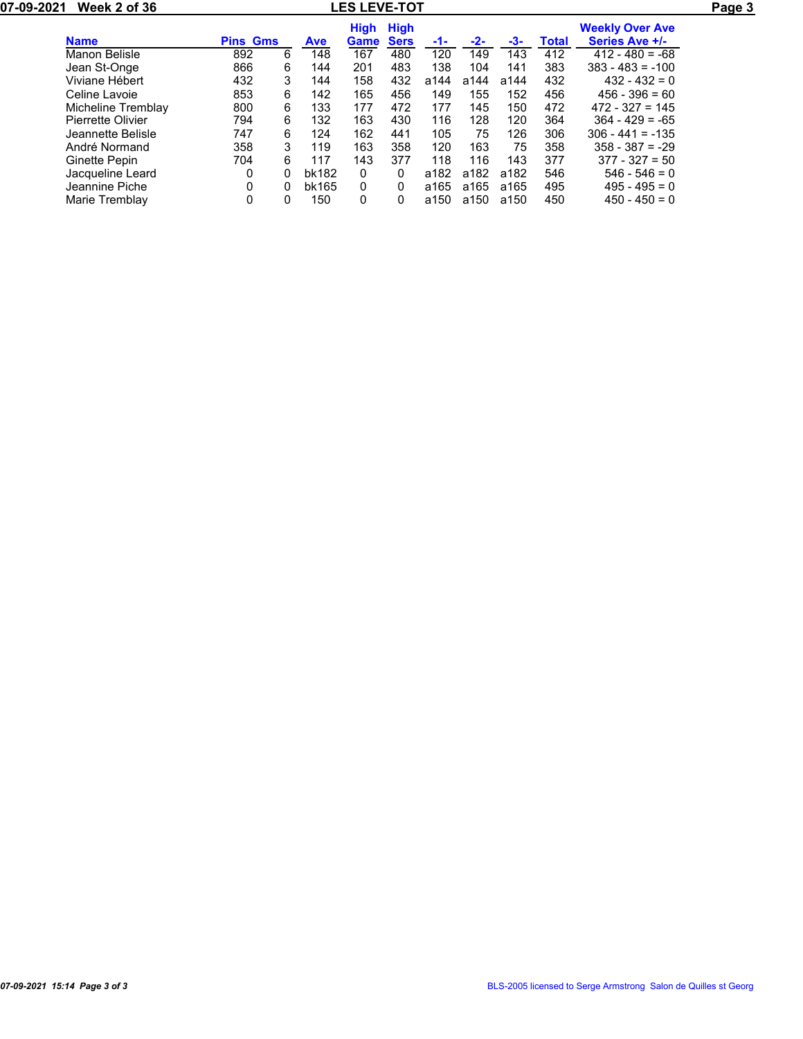| Name | Pins | Gms | Ave | High Game | High Sers | -1- | -2- | -3- | Total | Weekly Over Ave Series Ave +/- |
|---|---|---|---|---|---|---|---|---|---|---|
| Manon Belisle | 892 | 6 | 148 | 167 | 480 | 120 | 149 | 143 | 412 | 412 - 480 = -68 |
| Jean St-Onge | 866 | 6 | 144 | 201 | 483 | 138 | 104 | 141 | 383 | 383 - 483 = -100 |
| Viviane Hébert | 432 | 3 | 144 | 158 | 432 | a144 | a144 | a144 | 432 | 432 - 432 = 0 |
| Celine Lavoie | 853 | 6 | 142 | 165 | 456 | 149 | 155 | 152 | 456 | 456 - 396 = 60 |
| Micheline Tremblay | 800 | 6 | 133 | 177 | 472 | 177 | 145 | 150 | 472 | 472 - 327 = 145 |
| Pierrette Olivier | 794 | 6 | 132 | 163 | 430 | 116 | 128 | 120 | 364 | 364 - 429 = -65 |
| Jeannette Belisle | 747 | 6 | 124 | 162 | 441 | 105 | 75 | 126 | 306 | 306 - 441 = -135 |
| André Normand | 358 | 3 | 119 | 163 | 358 | 120 | 163 | 75 | 358 | 358 - 387 = -29 |
| Ginette Pepin | 704 | 6 | 117 | 143 | 377 | 118 | 116 | 143 | 377 | 377 - 327 = 50 |
| Jacqueline Leard | 0 | 0 | bk182 | 0 | 0 | a182 | a182 | a182 | 546 | 546 - 546 = 0 |
| Jeannine Piche | 0 | 0 | bk165 | 0 | 0 | a165 | a165 | a165 | 495 | 495 - 495 = 0 |
| Marie Tremblay | 0 | 0 | 150 | 0 | 0 | a150 | a150 | a150 | 450 | 450 - 450 = 0 |